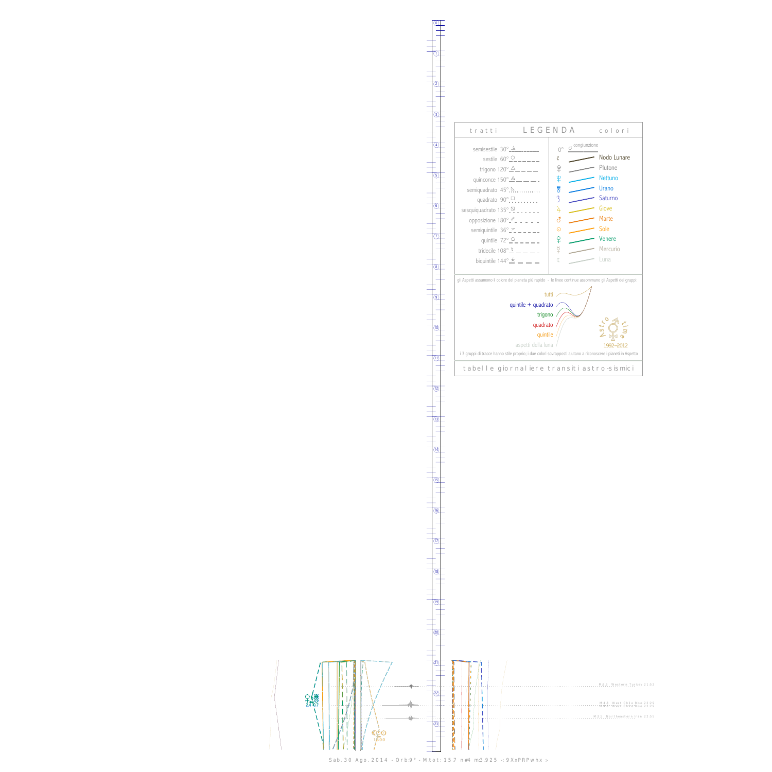**tratti** — **LEGENDA** — **colori**

| tratti | | colori | |
|---|---|---|---|
| semisestile 30° | | 0° congiunzione | |
| sestile 60° | | ☊ | Nodo Lunare |
| trigono 120° | | ♇ | Plutone |
| quinconce 150° | | ♆ | Nettuno |
| semiquadrato 45° | | ♅ | Urano |
| quadrato 90° | | ♄ | Saturno |
| sesquiquadrato 135° | | ♃ | Giove |
| opposizione 180° | | ♂ | Marte |
| semiquintile 36° | | ☉ | Sole |
| quintile 72° | | ♀ | Venere |
| tridecile 108° | | ☿ | Mercurio |
| biquintile 144° | | ☾ | Luna |

gli Aspetti assumono il colore del pianeta più rapido - le linee continue assommano gli Aspetti dei gruppi:

- tutti
- quintile + quadrato
- trigono
- quadrato
- quintile
- aspetti della luna

Astro time 1992–2012

i 3 gruppi di tracce hanno stile proprio; i due colori sovrapposti aiutano a riconoscere i pianeti in Aspetto

tabelle giornaliere transiti astro-sismici

M 2.6 Western Turkey 21:52

M 4.8 West Chile Rise 22:29

M 3.5 Northeastern Iran 22:55

Sab. 30 Ago. 2014 - Orb:9° - M.tot: 15.7 n#4 m:3.925 -: 9XxPRPwhx :-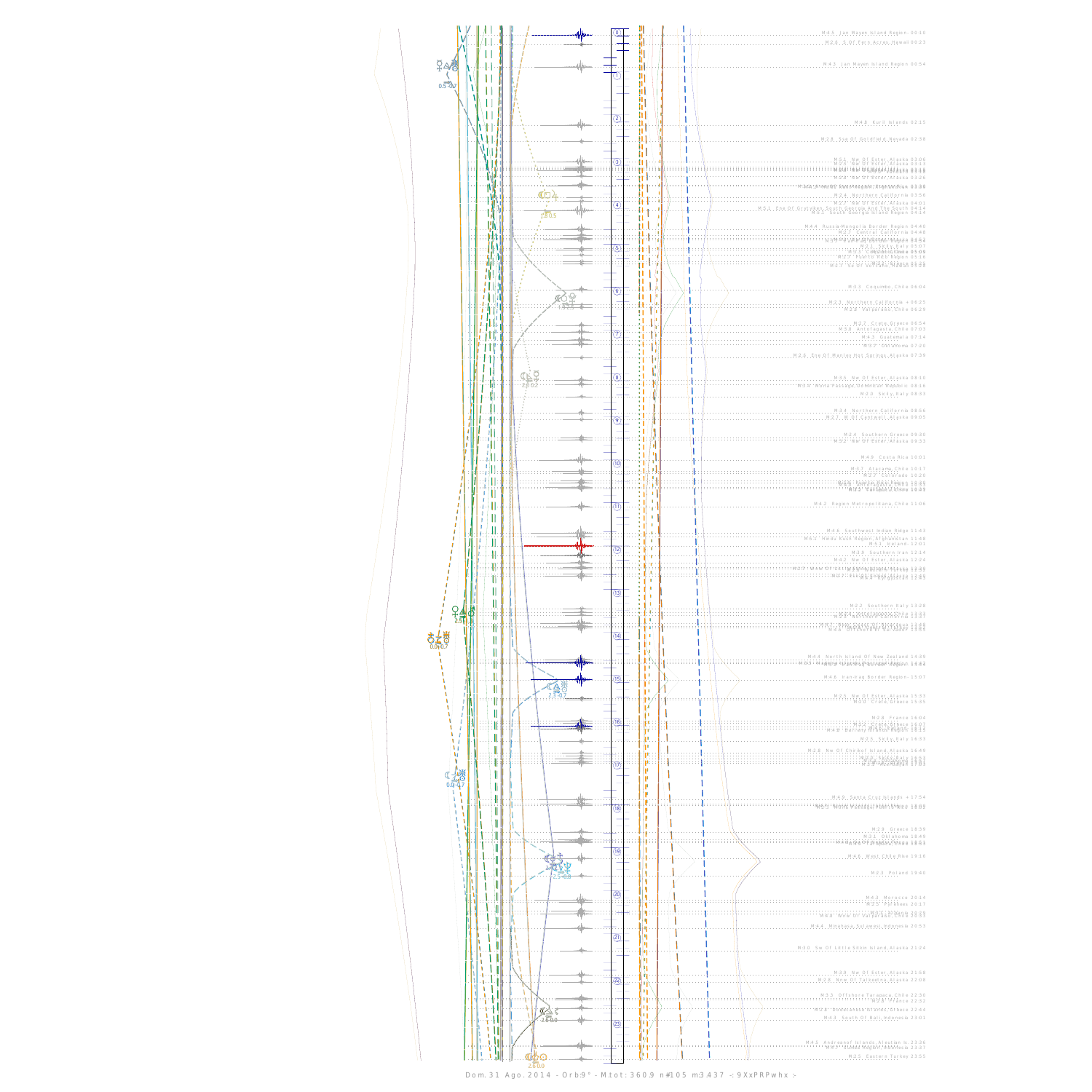M4.5 Jan Mayen Island Region 00:10
M2.6 S Of Fern Acres Hawaii 00:23
M4.3 Jan Mayen Island Region 00:54
M4.8 Kuril Islands 02:15
M2.8 Sse Of Goldfield Nevada 02:38
M5.1 Nw Of Ester Alaska 03:06
M3.2 Nw Of Ester Alaska 03:13
M2.8 Nw Of Ester Alaska 03:26
M3.4 Northern California 03:56
M2.7 Nw Of Ester Alaska 04:01
M5.1 Ene Of Grytviken South Georgia And The South 04:14
M5.1 South Georgia Island Region 04:14
M4.4 Russia-Mongolia Border Region 04:40
M2.7 Central California 04:48
M2.1 Sicily Italy 05:07
M2.7 Puerto Rico Region 05:16
M2.7 Se Of Volcano Hawaii 05:28
M3.3 Coquimbo Chile 06:04
M2.3 Northern California 06:25
M3.8 Valparaiso Chile 06:29
M2.7 Crete Greece 06:54
M2.8 Antofagasta Chile 07:03
M4.3 Guatemala 07:14
M2.6 Ene Of Manley Hot Springs Alaska 07:39
M3.5 Nw Of Ester Alaska 08:10
M2.0 Sicily Italy 08:33
M3.4 Northern California 08:56
M2.7 W Of Cantwell Alaska 09:05
M2.4 Southern Greece 09:30
M3.2 Nw Of Ester Alaska 09:33
M4.9 Costa Rica 10:01
M3.7 Atacama Chile 10:17
M2.3 Colorado 10:20
M4.2 Region Metropolitana Chile 11:06
M4.6 Southwest Indian Ridge 11:43
M5.2 Hindu Kush Region Afghanistan 11:48
M4.1 Iceland 12:01
M3.9 Southern Iran 12:14
M4.2 Nw Of Ester Alaska 12:24
M2.2 Southern Italy 13:28
M4.4 North Island Of New Zealand 14:39
M4.6 Iran-Iraq Border Region 15:07
M2.5 Nw Of Ester Alaska 15:33
M2.3 Crete Greece 15:35
M2.8 France 16:04
M2.5 Sicily Italy 16:33
M2.8 Nw Of Cherikof Island Alaska 16:49
M4.9 Santa Cruz Islands 17:54
M2.9 Greece 18:39
M3.1 Oklahoma 18:49
M4.6 West Chile Rise 19:16
M2.3 Poland 19:40
M4.2 Morocco 20:14
M2.5 Pyrenees 20:17
M4.4 Minahasa Sulawesi Indonesia 20:53
M3.0 Sw Of Little Sitkin Island Alaska 21:24
M3.4 Nw Of Ester Alaska 21:58
M2.8 Nnw Of Talkeetna Alaska 22:08
M3.3 Offshore Tarapaca Chile 22:30
M2.8 France 22:32
M4.3 South Of Bali Indonesia 23:01
M4.5 Andreanof Islands Aleutian Is 23:36
M2.5 Eastern Turkey 23:55

Dom.31 Ago.2014 - Orb:9° - M.tot: 360.9 n#105 m:3.437 -:9XxPRPwhx:-